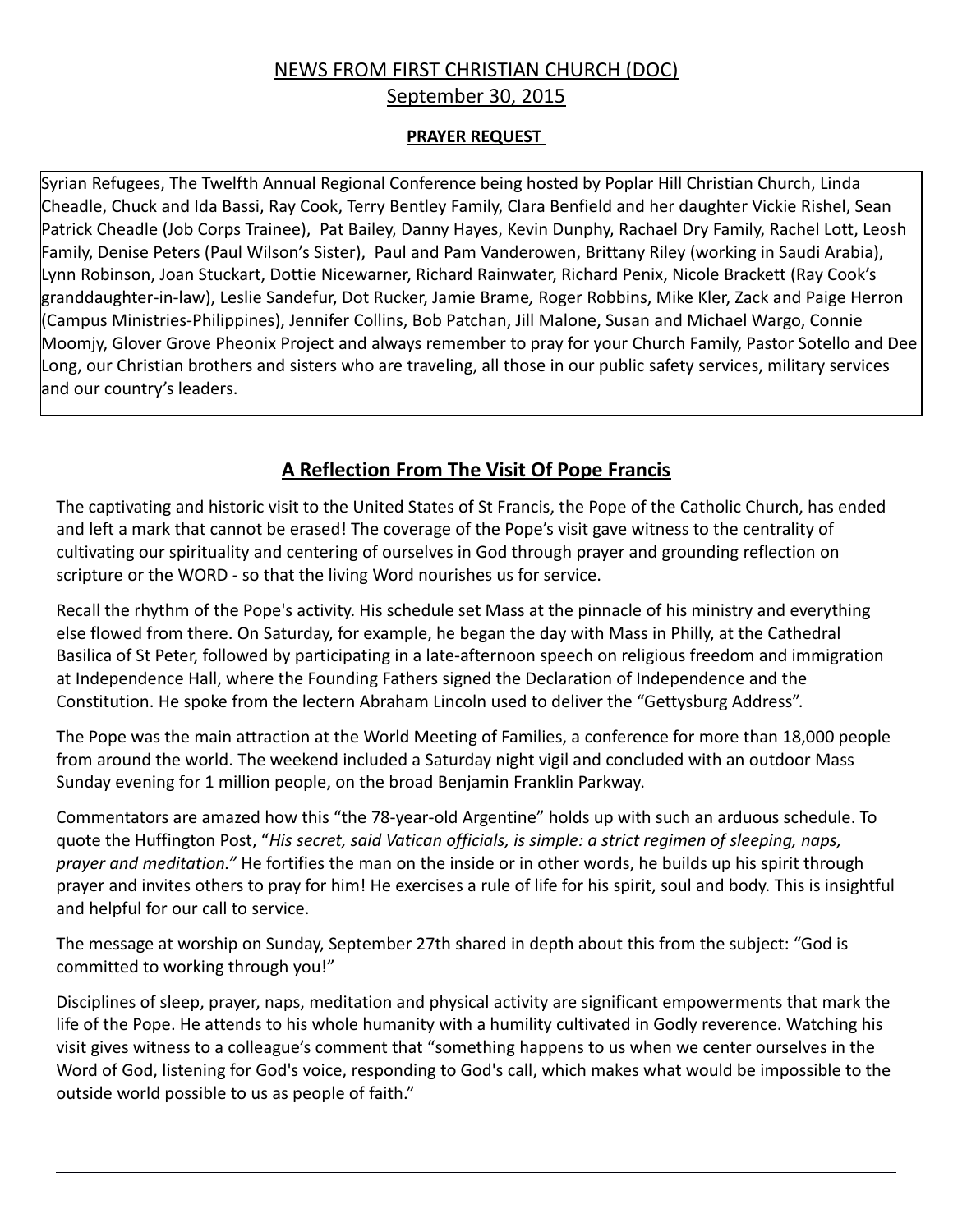# NEWS FROM FIRST CHRISTIAN CHURCH (DOC)

## September 30, 2015

### PRAYER REQUEST

Syrian Refugees, The Twelfth Annual Regional Conference being hosted by Poplar Hill Christian Church, Linda Cheadle, Chuck and Ida Bassi, Ray Cook, Terry Bentley Family, Clara Benfield and her daughter Vickie Rishel, Sean Patrick Cheadle (Job Corps Trainee), Pat Bailey, Danny Hayes, Kevin Dunphy, Rachael Dry Family, Rachel Lott, Leosh Family, Denise Peters (Paul Wilson's Sister), Paul and Pam Vanderowen, Brittany Riley (working in Saudi Arabia), Lynn Robinson, Joan Stuckart, Dottie Nicewarner, Richard Rainwater, Richard Penix, Nicole Brackett (Ray Cook's granddaughter-in-law), Leslie Sandefur, Dot Rucker, Jamie Brame*,* Roger Robbins, Mike Kler, Zack and Paige Herron (Campus Ministries-Philippines), Jennifer Collins, Bob Patchan, Jill Malone, Susan and Michael Wargo, Connie Moomjy, Glover Grove Pheonix Project and always remember to pray for your Church Family, Pastor Sotello and Dee Long, our Christian brothers and sisters who are traveling, all those in our public safety services, military services and our country's leaders.

## A Reflection From The Visit Of Pope Francis

The captivating and historic visit to the United States of St Francis, the Pope of the Catholic Church, has ended and left a mark that cannot be erased! The coverage of the Pope's visit gave witness to the centrality of cultivating our spirituality and centering of ourselves in God through prayer and grounding reflection on scripture or the WORD - so that the living Word nourishes us for service.

Recall the rhythm of the Pope's activity. His schedule set Mass at the pinnacle of his ministry and everything else flowed from there. On Saturday, for example, he began the day with Mass in Philly, at the Cathedral Basilica of St Peter, followed by participating in a late-afternoon speech on religious freedom and immigration at Independence Hall, where the Founding Fathers signed the Declaration of Independence and the Constitution. He spoke from the lectern Abraham Lincoln used to deliver the "Gettysburg Address".

The Pope was the main attraction at the World Meeting of Families, a conference for more than 18,000 people from around the world. The weekend included a Saturday night vigil and concluded with an outdoor Mass Sunday evening for 1 million people, on the broad Benjamin Franklin Parkway.

Commentators are amazed how this "the 78-year-old Argentine" holds up with such an arduous schedule. To quote the Huffington Post, "*His secret, said Vatican officials, is simple: a strict regimen of sleeping, naps, prayer and meditation."* He fortifies the man on the inside or in other words, he builds up his spirit through prayer and invites others to pray for him! He exercises a rule of life for his spirit, soul and body. This is insightful and helpful for our call to service.

The message at worship on Sunday, September 27th shared in depth about this from the subject: "God is committed to working through you!"

Disciplines of sleep, prayer, naps, meditation and physical activity are significant empowerments that mark the life of the Pope. He attends to his whole humanity with a humility cultivated in Godly reverence. Watching his visit gives witness to a colleague's comment that "something happens to us when we center ourselves in the Word of God, listening for God's voice, responding to God's call, which makes what would be impossible to the outside world possible to us as people of faith."

---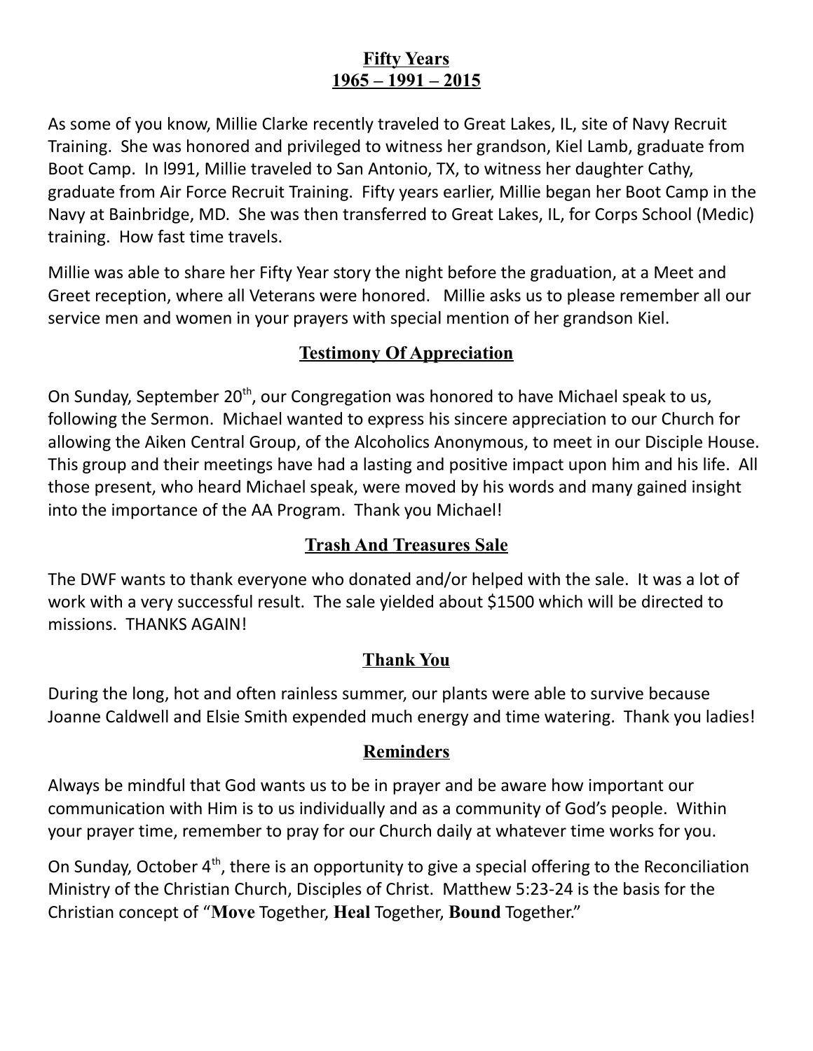## **Fifty Years**
## **1965 – 1991 – 2015**

As some of you know, Millie Clarke recently traveled to Great Lakes, IL, site of Navy Recruit Training. She was honored and privileged to witness her grandson, Kiel Lamb, graduate from Boot Camp. In l991, Millie traveled to San Antonio, TX, to witness her daughter Cathy, graduate from Air Force Recruit Training. Fifty years earlier, Millie began her Boot Camp in the Navy at Bainbridge, MD. She was then transferred to Great Lakes, IL, for Corps School (Medic) training. How fast time travels.

Millie was able to share her Fifty Year story the night before the graduation, at a Meet and Greet reception, where all Veterans were honored. Millie asks us to please remember all our service men and women in your prayers with special mention of her grandson Kiel.

## **Testimony Of Appreciation**

On Sunday, September 20th, our Congregation was honored to have Michael speak to us, following the Sermon. Michael wanted to express his sincere appreciation to our Church for allowing the Aiken Central Group, of the Alcoholics Anonymous, to meet in our Disciple House. This group and their meetings have had a lasting and positive impact upon him and his life. All those present, who heard Michael speak, were moved by his words and many gained insight into the importance of the AA Program. Thank you Michael!

## **Trash And Treasures Sale**

The DWF wants to thank everyone who donated and/or helped with the sale. It was a lot of work with a very successful result. The sale yielded about $1500 which will be directed to missions. THANKS AGAIN!

## **Thank You**

During the long, hot and often rainless summer, our plants were able to survive because Joanne Caldwell and Elsie Smith expended much energy and time watering. Thank you ladies!

## **Reminders**

Always be mindful that God wants us to be in prayer and be aware how important our communication with Him is to us individually and as a community of God's people. Within your prayer time, remember to pray for our Church daily at whatever time works for you.

On Sunday, October 4th, there is an opportunity to give a special offering to the Reconciliation Ministry of the Christian Church, Disciples of Christ. Matthew 5:23-24 is the basis for the Christian concept of "**Move** Together, **Heal** Together, **Bound** Together."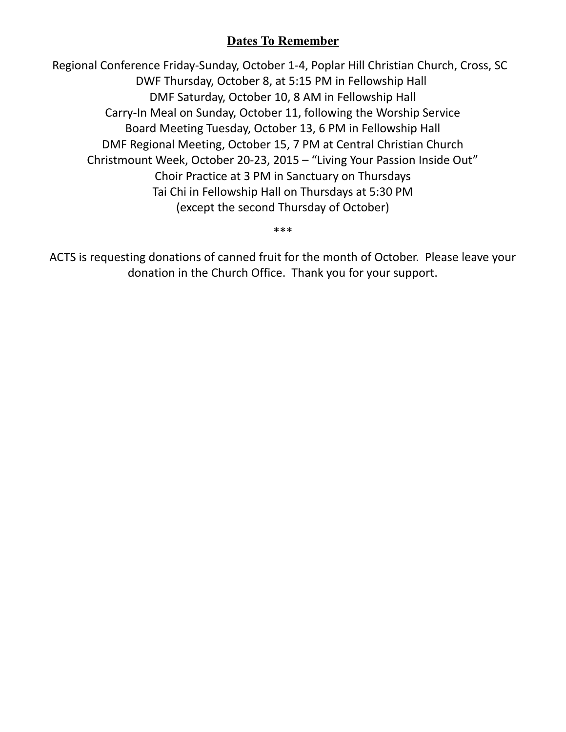## **Dates To Remember**

Regional Conference Friday-Sunday, October 1-4, Poplar Hill Christian Church, Cross, SC
DWF Thursday, October 8, at 5:15 PM in Fellowship Hall
DMF Saturday, October 10, 8 AM in Fellowship Hall
Carry-In Meal on Sunday, October 11, following the Worship Service
Board Meeting Tuesday, October 13, 6 PM in Fellowship Hall
DMF Regional Meeting, October 15, 7 PM at Central Christian Church
Christmount Week, October 20-23, 2015 – "Living Your Passion Inside Out"
Choir Practice at 3 PM in Sanctuary on Thursdays
Tai Chi in Fellowship Hall on Thursdays at 5:30 PM
(except the second Thursday of October)

***

ACTS is requesting donations of canned fruit for the month of October. Please leave your donation in the Church Office. Thank you for your support.